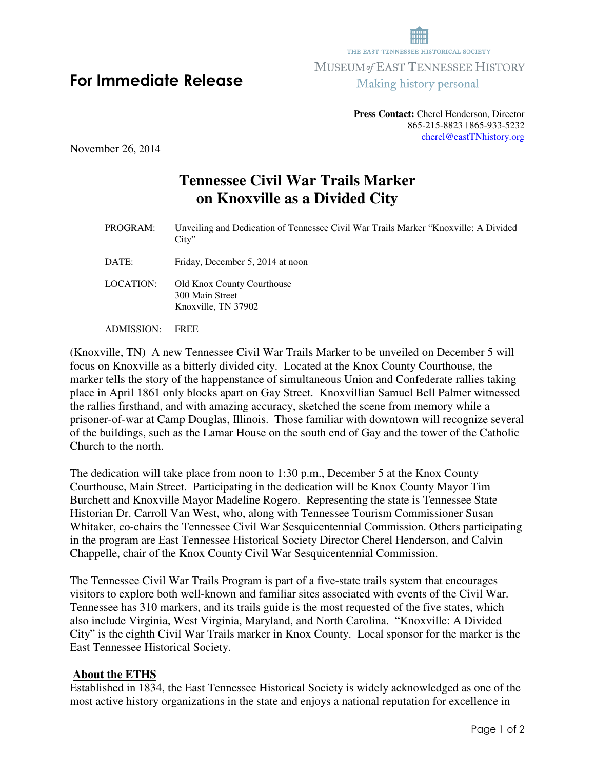THE EAST TENNESSEE HISTORICAL SOCIETY

MUSEUM of EAST TENNESSEE HISTORY

Making history personal

## For Immediate Release

**Press Contact:** Cherel Henderson, Director
865-215-8823 | 865-933-5232
cherel@eastTNhistory.org

November 26, 2014

# Tennessee Civil War Trails Marker on Knoxville as a Divided City

PROGRAM: Unveiling and Dedication of Tennessee Civil War Trails Marker "Knoxville: A Divided City"

DATE: Friday, December 5, 2014 at noon

LOCATION: Old Knox County Courthouse
300 Main Street
Knoxville, TN 37902

ADMISSION: FREE

(Knoxville, TN) A new Tennessee Civil War Trails Marker to be unveiled on December 5 will focus on Knoxville as a bitterly divided city. Located at the Knox County Courthouse, the marker tells the story of the happenstance of simultaneous Union and Confederate rallies taking place in April 1861 only blocks apart on Gay Street. Knoxvillian Samuel Bell Palmer witnessed the rallies firsthand, and with amazing accuracy, sketched the scene from memory while a prisoner-of-war at Camp Douglas, Illinois. Those familiar with downtown will recognize several of the buildings, such as the Lamar House on the south end of Gay and the tower of the Catholic Church to the north.

The dedication will take place from noon to 1:30 p.m., December 5 at the Knox County Courthouse, Main Street. Participating in the dedication will be Knox County Mayor Tim Burchett and Knoxville Mayor Madeline Rogero. Representing the state is Tennessee State Historian Dr. Carroll Van West, who, along with Tennessee Tourism Commissioner Susan Whitaker, co-chairs the Tennessee Civil War Sesquicentennial Commission. Others participating in the program are East Tennessee Historical Society Director Cherel Henderson, and Calvin Chappelle, chair of the Knox County Civil War Sesquicentennial Commission.

The Tennessee Civil War Trails Program is part of a five-state trails system that encourages visitors to explore both well-known and familiar sites associated with events of the Civil War. Tennessee has 310 markers, and its trails guide is the most requested of the five states, which also include Virginia, West Virginia, Maryland, and North Carolina. "Knoxville: A Divided City" is the eighth Civil War Trails marker in Knox County. Local sponsor for the marker is the East Tennessee Historical Society.

## About the ETHS

Established in 1834, the East Tennessee Historical Society is widely acknowledged as one of the most active history organizations in the state and enjoys a national reputation for excellence in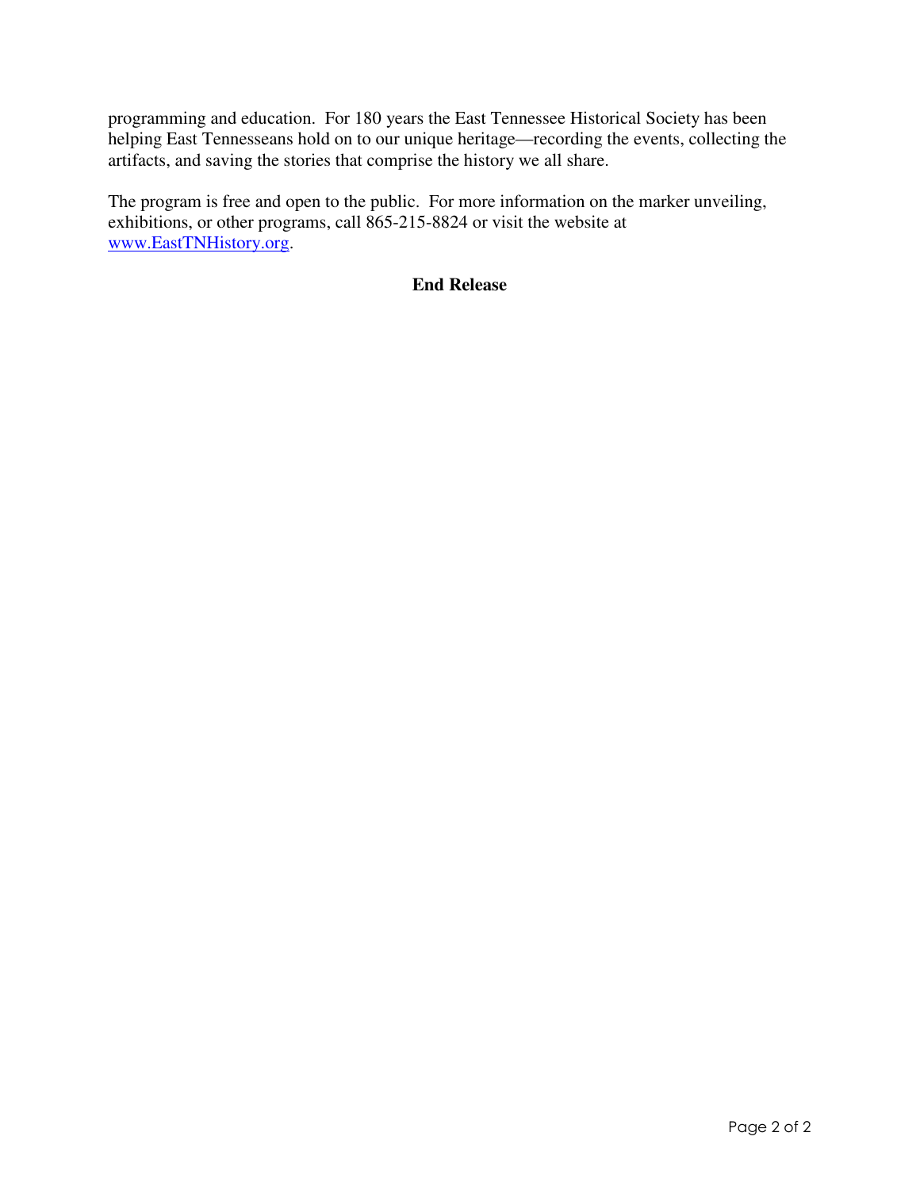programming and education. For 180 years the East Tennessee Historical Society has been helping East Tennesseans hold on to our unique heritage—recording the events, collecting the artifacts, and saving the stories that comprise the history we all share.

The program is free and open to the public. For more information on the marker unveiling, exhibitions, or other programs, call 865-215-8824 or visit the website at www.EastTNHistory.org.

**End Release**